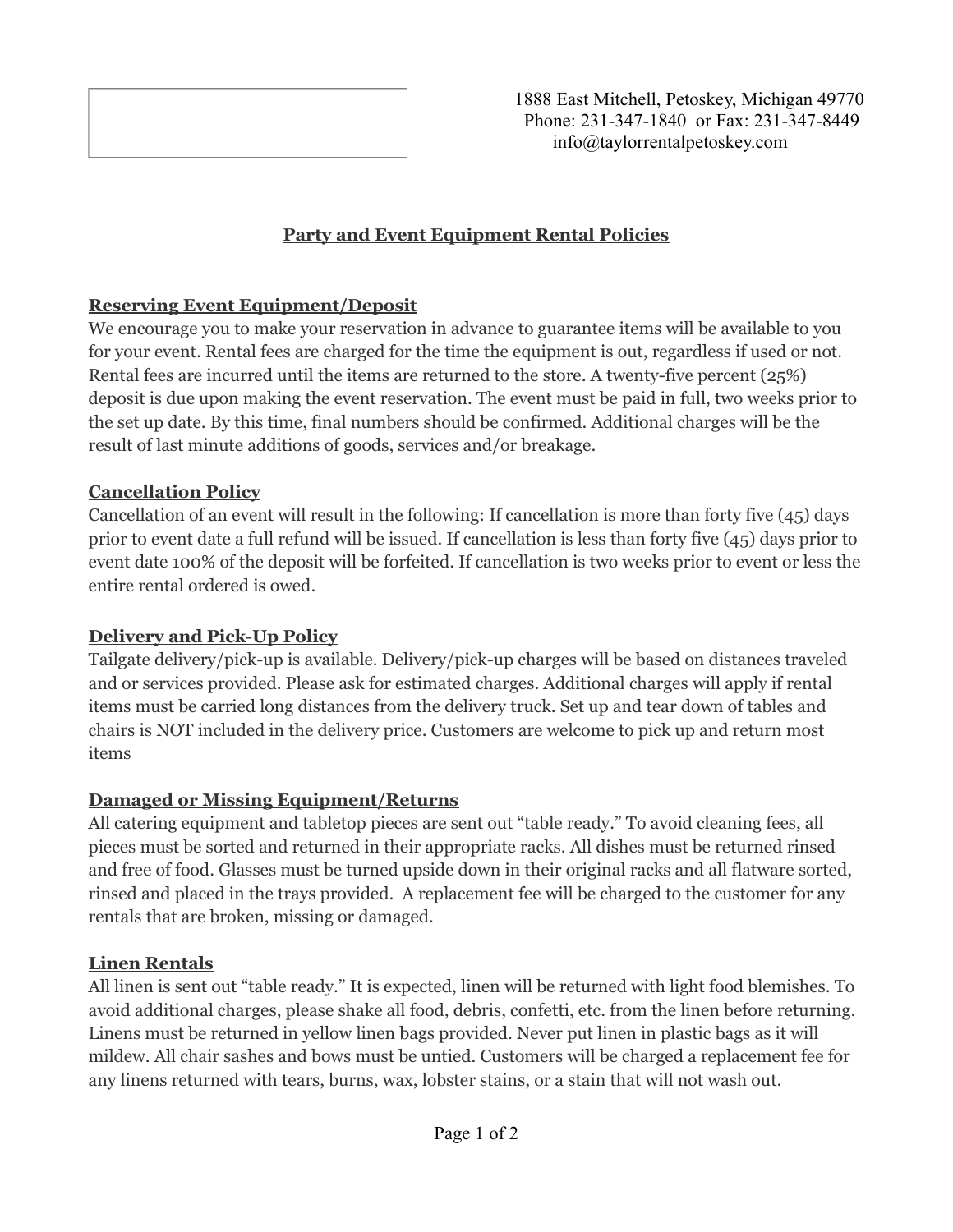1888 East Mitchell, Petoskey, Michigan 49770
Phone: 231-347-1840 or Fax: 231-347-8449
info@taylorrentalpetoskey.com

# Party and Event Equipment Rental Policies

## Reserving Event Equipment/Deposit

We encourage you to make your reservation in advance to guarantee items will be available to you for your event. Rental fees are charged for the time the equipment is out, regardless if used or not. Rental fees are incurred until the items are returned to the store. A twenty-five percent (25%) deposit is due upon making the event reservation. The event must be paid in full, two weeks prior to the set up date. By this time, final numbers should be confirmed. Additional charges will be the result of last minute additions of goods, services and/or breakage.

## Cancellation Policy

Cancellation of an event will result in the following: If cancellation is more than forty five (45) days prior to event date a full refund will be issued. If cancellation is less than forty five (45) days prior to event date 100% of the deposit will be forfeited. If cancellation is two weeks prior to event or less the entire rental ordered is owed.

## Delivery and Pick-Up Policy

Tailgate delivery/pick-up is available. Delivery/pick-up charges will be based on distances traveled and or services provided. Please ask for estimated charges. Additional charges will apply if rental items must be carried long distances from the delivery truck. Set up and tear down of tables and chairs is NOT included in the delivery price. Customers are welcome to pick up and return most items

## Damaged or Missing Equipment/Returns

All catering equipment and tabletop pieces are sent out "table ready." To avoid cleaning fees, all pieces must be sorted and returned in their appropriate racks. All dishes must be returned rinsed and free of food. Glasses must be turned upside down in their original racks and all flatware sorted, rinsed and placed in the trays provided. A replacement fee will be charged to the customer for any rentals that are broken, missing or damaged.

## Linen Rentals

All linen is sent out "table ready." It is expected, linen will be returned with light food blemishes. To avoid additional charges, please shake all food, debris, confetti, etc. from the linen before returning. Linens must be returned in yellow linen bags provided. Never put linen in plastic bags as it will mildew. All chair sashes and bows must be untied. Customers will be charged a replacement fee for any linens returned with tears, burns, wax, lobster stains, or a stain that will not wash out.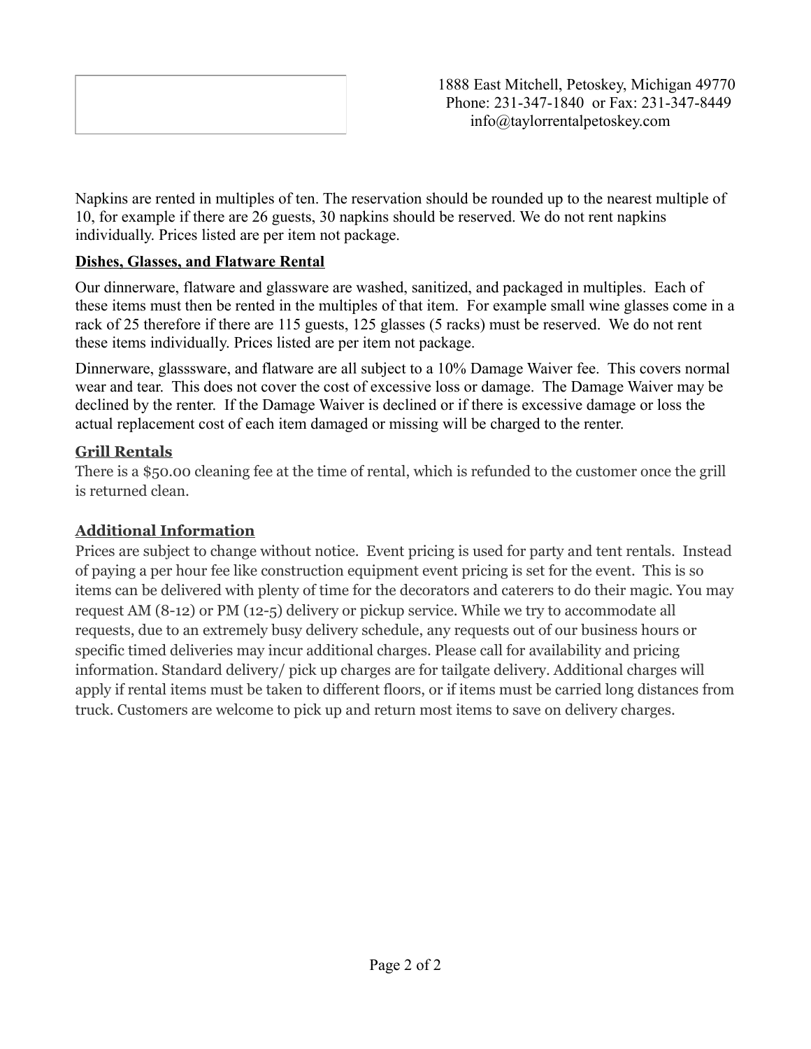1888 East Mitchell, Petoskey, Michigan 49770
Phone: 231-347-1840 or Fax: 231-347-8449
info@taylorrentalpetoskey.com

Napkins are rented in multiples of ten. The reservation should be rounded up to the nearest multiple of 10, for example if there are 26 guests, 30 napkins should be reserved. We do not rent napkins individually. Prices listed are per item not package.

**Dishes, Glasses, and Flatware Rental**

Our dinnerware, flatware and glassware are washed, sanitized, and packaged in multiples. Each of these items must then be rented in the multiples of that item. For example small wine glasses come in a rack of 25 therefore if there are 115 guests, 125 glasses (5 racks) must be reserved. We do not rent these items individually. Prices listed are per item not package.

Dinnerware, glasssware, and flatware are all subject to a 10% Damage Waiver fee. This covers normal wear and tear. This does not cover the cost of excessive loss or damage. The Damage Waiver may be declined by the renter. If the Damage Waiver is declined or if there is excessive damage or loss the actual replacement cost of each item damaged or missing will be charged to the renter.

**Grill Rentals**

There is a $50.00 cleaning fee at the time of rental, which is refunded to the customer once the grill is returned clean.

**Additional Information**

Prices are subject to change without notice. Event pricing is used for party and tent rentals. Instead of paying a per hour fee like construction equipment event pricing is set for the event. This is so items can be delivered with plenty of time for the decorators and caterers to do their magic. You may request AM (8-12) or PM (12-5) delivery or pickup service. While we try to accommodate all requests, due to an extremely busy delivery schedule, any requests out of our business hours or specific timed deliveries may incur additional charges. Please call for availability and pricing information. Standard delivery/ pick up charges are for tailgate delivery. Additional charges will apply if rental items must be taken to different floors, or if items must be carried long distances from truck. Customers are welcome to pick up and return most items to save on delivery charges.